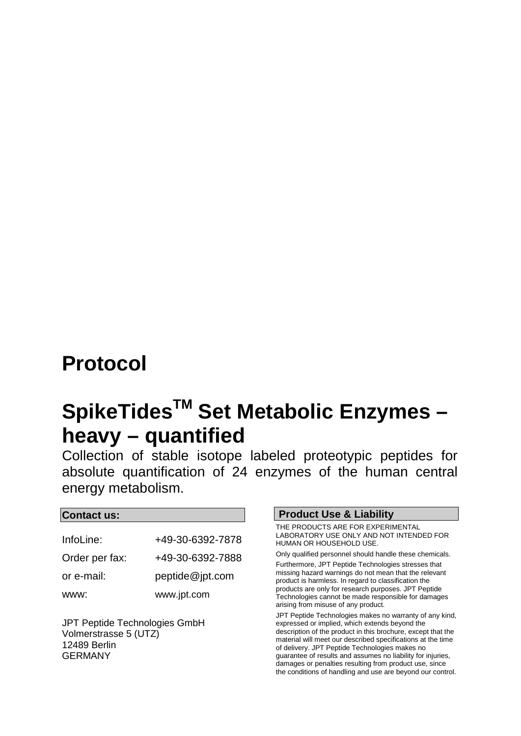# Protocol

# SpikeTides™ Set Metabolic Enzymes – heavy – quantified

Collection of stable isotope labeled proteotypic peptides for absolute quantification of 24 enzymes of the human central energy metabolism.

**Contact us:**

| | |
|---|---|
| InfoLine: | +49-30-6392-7878 |
| Order per fax: | +49-30-6392-7888 |
| or e-mail: | peptide@jpt.com |
| www: | www.jpt.com |

JPT Peptide Technologies GmbH
Volmerstrasse 5 (UTZ)
12489 Berlin
GERMANY

**Product Use & Liability**

THE PRODUCTS ARE FOR EXPERIMENTAL LABORATORY USE ONLY AND NOT INTENDED FOR HUMAN OR HOUSEHOLD USE.

Only qualified personnel should handle these chemicals.

Furthermore, JPT Peptide Technologies stresses that missing hazard warnings do not mean that the relevant product is harmless. In regard to classification the products are only for research purposes. JPT Peptide Technologies cannot be made responsible for damages arising from misuse of any product.

JPT Peptide Technologies makes no warranty of any kind, expressed or implied, which extends beyond the description of the product in this brochure, except that the material will meet our described specifications at the time of delivery. JPT Peptide Technologies makes no guarantee of results and assumes no liability for injuries, damages or penalties resulting from product use, since the conditions of handling and use are beyond our control.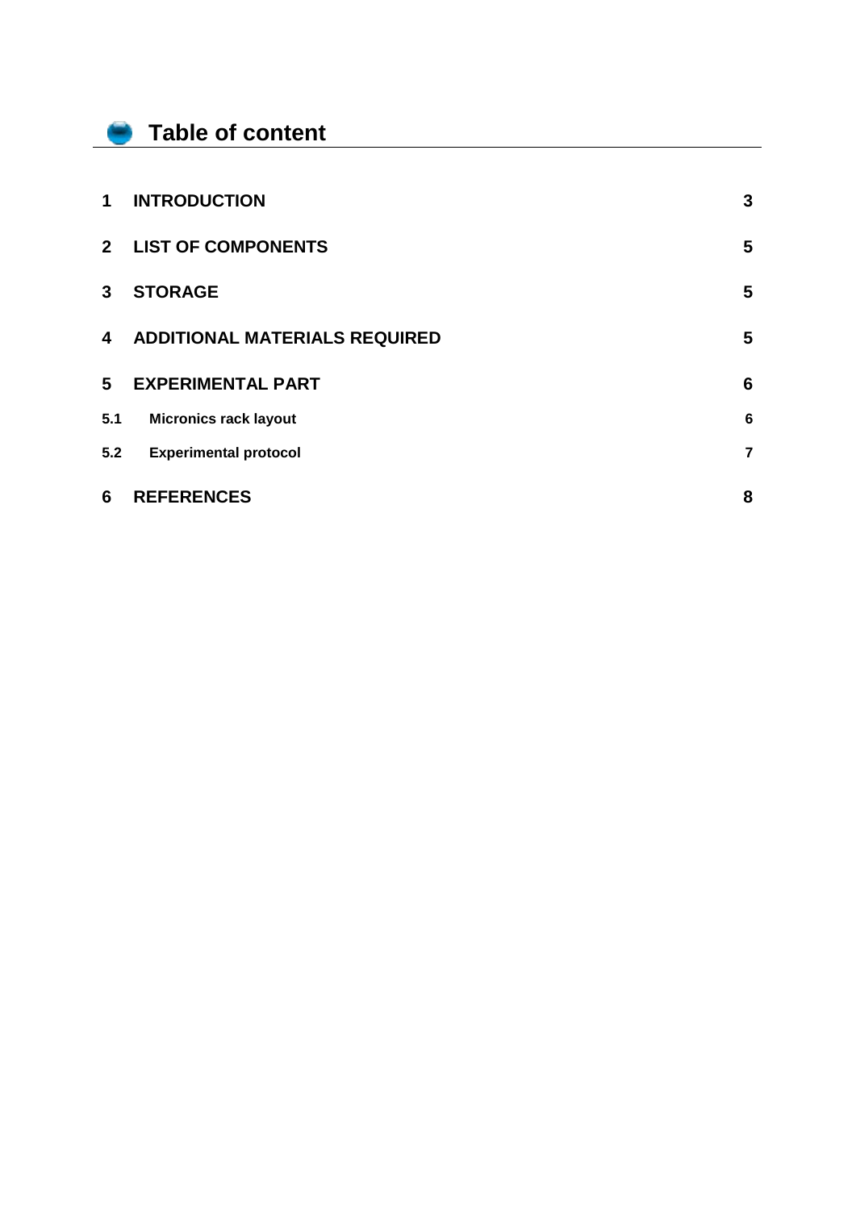# Table of content

| | | |
|---|---|---|
| **1** | **INTRODUCTION** | **3** |
| **2** | **LIST OF COMPONENTS** | **5** |
| **3** | **STORAGE** | **5** |
| **4** | **ADDITIONAL MATERIALS REQUIRED** | **5** |
| **5** | **EXPERIMENTAL PART** | **6** |
| **5.1** | **Micronics rack layout** | **6** |
| **5.2** | **Experimental protocol** | **7** |
| **6** | **REFERENCES** | **8** |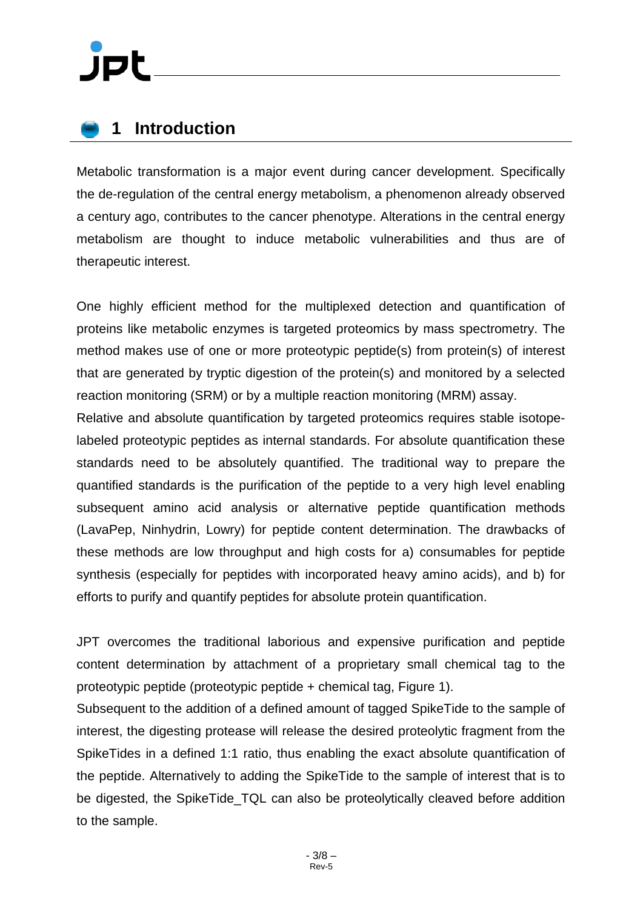# 1 Introduction

Metabolic transformation is a major event during cancer development. Specifically the de-regulation of the central energy metabolism, a phenomenon already observed a century ago, contributes to the cancer phenotype. Alterations in the central energy metabolism are thought to induce metabolic vulnerabilities and thus are of therapeutic interest.

One highly efficient method for the multiplexed detection and quantification of proteins like metabolic enzymes is targeted proteomics by mass spectrometry. The method makes use of one or more proteotypic peptide(s) from protein(s) of interest that are generated by tryptic digestion of the protein(s) and monitored by a selected reaction monitoring (SRM) or by a multiple reaction monitoring (MRM) assay.

Relative and absolute quantification by targeted proteomics requires stable isotope-labeled proteotypic peptides as internal standards. For absolute quantification these standards need to be absolutely quantified. The traditional way to prepare the quantified standards is the purification of the peptide to a very high level enabling subsequent amino acid analysis or alternative peptide quantification methods (LavaPep, Ninhydrin, Lowry) for peptide content determination. The drawbacks of these methods are low throughput and high costs for a) consumables for peptide synthesis (especially for peptides with incorporated heavy amino acids), and b) for efforts to purify and quantify peptides for absolute protein quantification.

JPT overcomes the traditional laborious and expensive purification and peptide content determination by attachment of a proprietary small chemical tag to the proteotypic peptide (proteotypic peptide + chemical tag, Figure 1).

Subsequent to the addition of a defined amount of tagged SpikeTide to the sample of interest, the digesting protease will release the desired proteolytic fragment from the SpikeTides in a defined 1:1 ratio, thus enabling the exact absolute quantification of the peptide. Alternatively to adding the SpikeTide to the sample of interest that is to be digested, the SpikeTide_TQL can also be proteolytically cleaved before addition to the sample.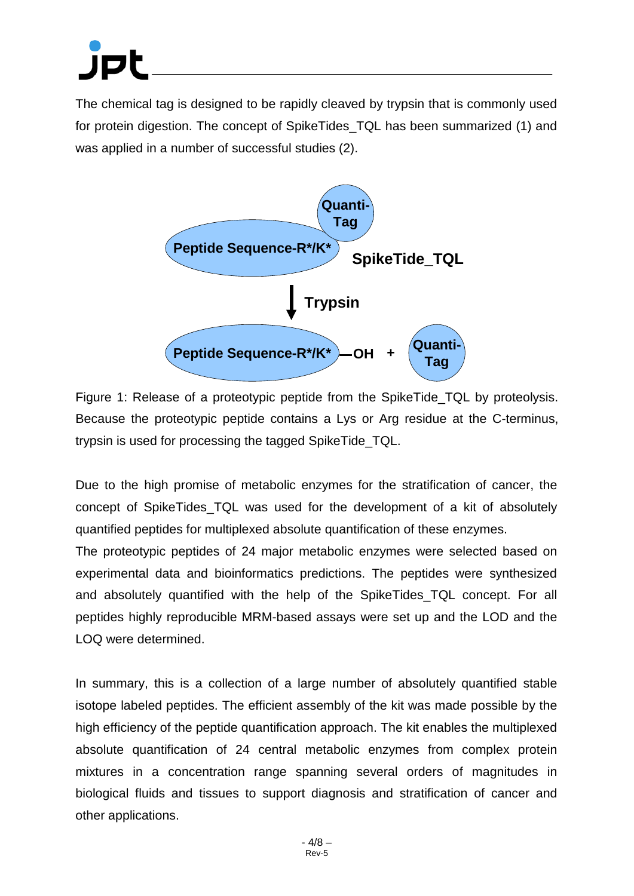The chemical tag is designed to be rapidly cleaved by trypsin that is commonly used for protein digestion. The concept of SpikeTides_TQL has been summarized (1) and was applied in a number of successful studies (2).

Figure 1: Release of a proteotypic peptide from the SpikeTide_TQL by proteolysis. Because the proteotypic peptide contains a Lys or Arg residue at the C-terminus, trypsin is used for processing the tagged SpikeTide_TQL.

Due to the high promise of metabolic enzymes for the stratification of cancer, the concept of SpikeTides_TQL was used for the development of a kit of absolutely quantified peptides for multiplexed absolute quantification of these enzymes.

The proteotypic peptides of 24 major metabolic enzymes were selected based on experimental data and bioinformatics predictions. The peptides were synthesized and absolutely quantified with the help of the SpikeTides_TQL concept. For all peptides highly reproducible MRM-based assays were set up and the LOD and the LOQ were determined.

In summary, this is a collection of a large number of absolutely quantified stable isotope labeled peptides. The efficient assembly of the kit was made possible by the high efficiency of the peptide quantification approach. The kit enables the multiplexed absolute quantification of 24 central metabolic enzymes from complex protein mixtures in a concentration range spanning several orders of magnitudes in biological fluids and tissues to support diagnosis and stratification of cancer and other applications.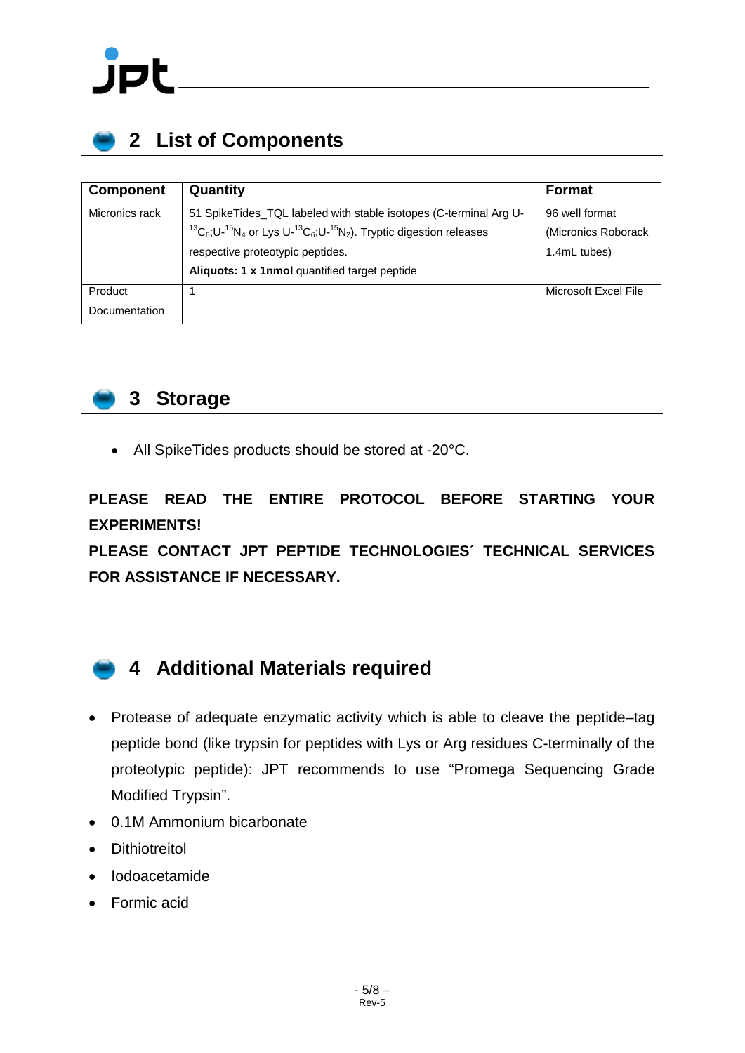## 2 List of Components

| Component | Quantity | Format |
|---|---|---|
| Micronics rack | 51 SpikeTides_TQL labeled with stable isotopes (C-terminal Arg U-$^{13}C_6$;U-$^{15}N_4$ or Lys U-$^{13}C_6$;U-$^{15}N_2$). Tryptic digestion releases respective proteotypic peptides. **Aliquots: 1 x 1nmol** quantified target peptide | 96 well format (Micronics Roborack 1.4mL tubes) |
| Product Documentation | 1 | Microsoft Excel File |

## 3 Storage

- All SpikeTides products should be stored at -20°C.

**PLEASE READ THE ENTIRE PROTOCOL BEFORE STARTING YOUR EXPERIMENTS!**

**PLEASE CONTACT JPT PEPTIDE TECHNOLOGIES´ TECHNICAL SERVICES FOR ASSISTANCE IF NECESSARY.**

## 4 Additional Materials required

- Protease of adequate enzymatic activity which is able to cleave the peptide–tag peptide bond (like trypsin for peptides with Lys or Arg residues C-terminally of the proteotypic peptide): JPT recommends to use "Promega Sequencing Grade Modified Trypsin".
- 0.1M Ammonium bicarbonate
- Dithiotreitol
- Iodoacetamide
- Formic acid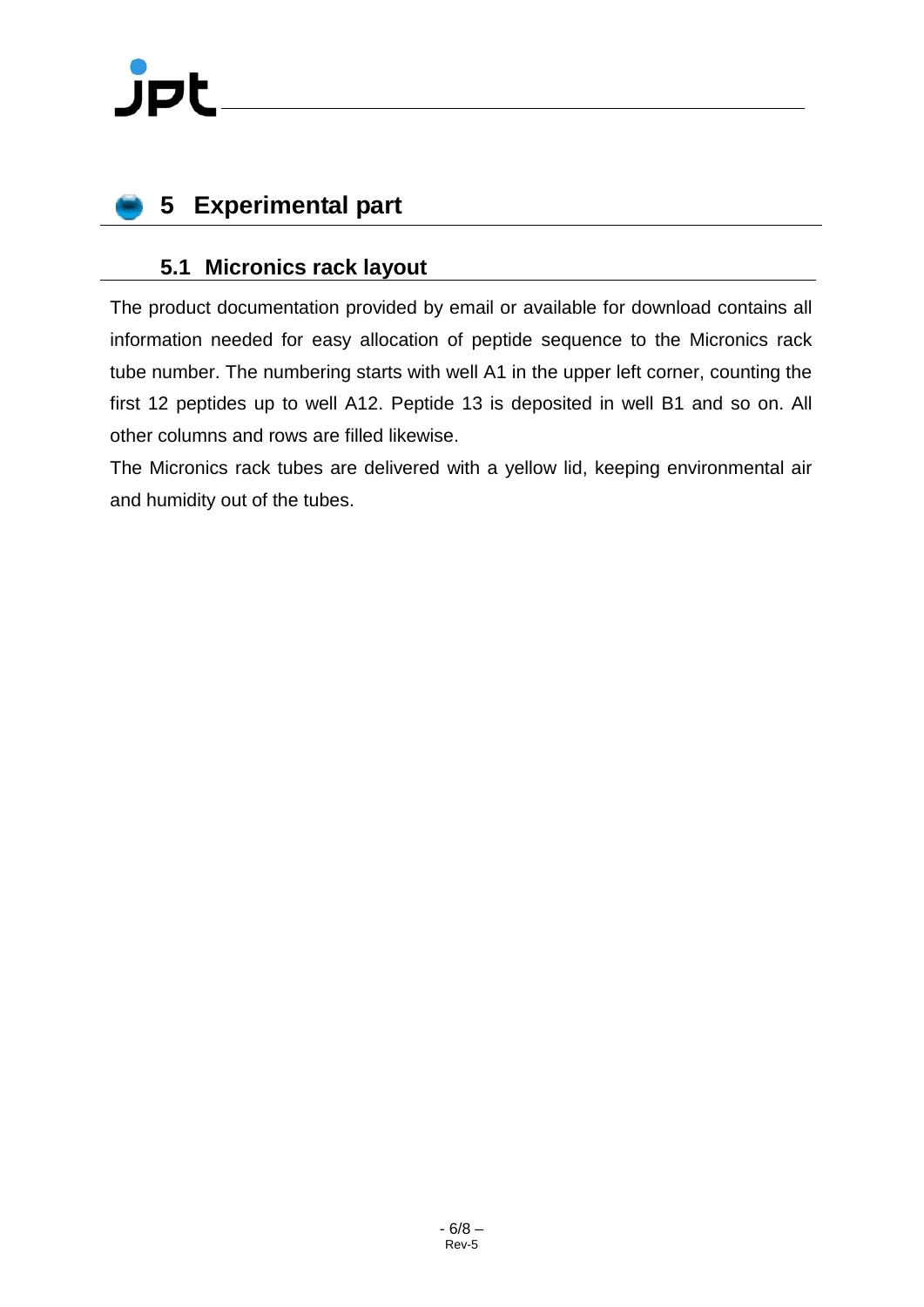# 5 Experimental part

## 5.1 Micronics rack layout

The product documentation provided by email or available for download contains all information needed for easy allocation of peptide sequence to the Micronics rack tube number. The numbering starts with well A1 in the upper left corner, counting the first 12 peptides up to well A12. Peptide 13 is deposited in well B1 and so on. All other columns and rows are filled likewise.

The Micronics rack tubes are delivered with a yellow lid, keeping environmental air and humidity out of the tubes.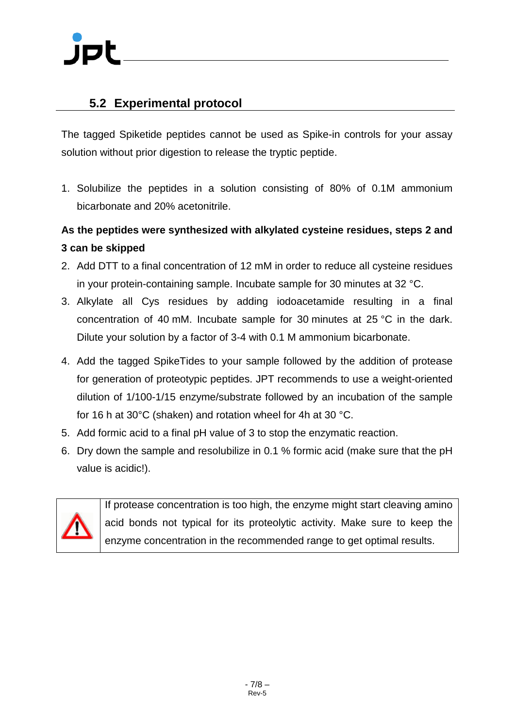## 5.2 Experimental protocol

The tagged Spiketide peptides cannot be used as Spike-in controls for your assay solution without prior digestion to release the tryptic peptide.

1. Solubilize the peptides in a solution consisting of 80% of 0.1M ammonium bicarbonate and 20% acetonitrile.

**As the peptides were synthesized with alkylated cysteine residues, steps 2 and 3 can be skipped**

2. Add DTT to a final concentration of 12 mM in order to reduce all cysteine residues in your protein-containing sample. Incubate sample for 30 minutes at 32 °C.
3. Alkylate all Cys residues by adding iodoacetamide resulting in a final concentration of 40 mM. Incubate sample for 30 minutes at 25 °C in the dark. Dilute your solution by a factor of 3-4 with 0.1 M ammonium bicarbonate.
4. Add the tagged SpikeTides to your sample followed by the addition of protease for generation of proteotypic peptides. JPT recommends to use a weight-oriented dilution of 1/100-1/15 enzyme/substrate followed by an incubation of the sample for 16 h at 30°C (shaken) and rotation wheel for 4h at 30 °C.
5. Add formic acid to a final pH value of 3 to stop the enzymatic reaction.
6. Dry down the sample and resolubilize in 0.1 % formic acid (make sure that the pH value is acidic!).

| ⚠ | If protease concentration is too high, the enzyme might start cleaving amino acid bonds not typical for its proteolytic activity. Make sure to keep the enzyme concentration in the recommended range to get optimal results. |
|---|---|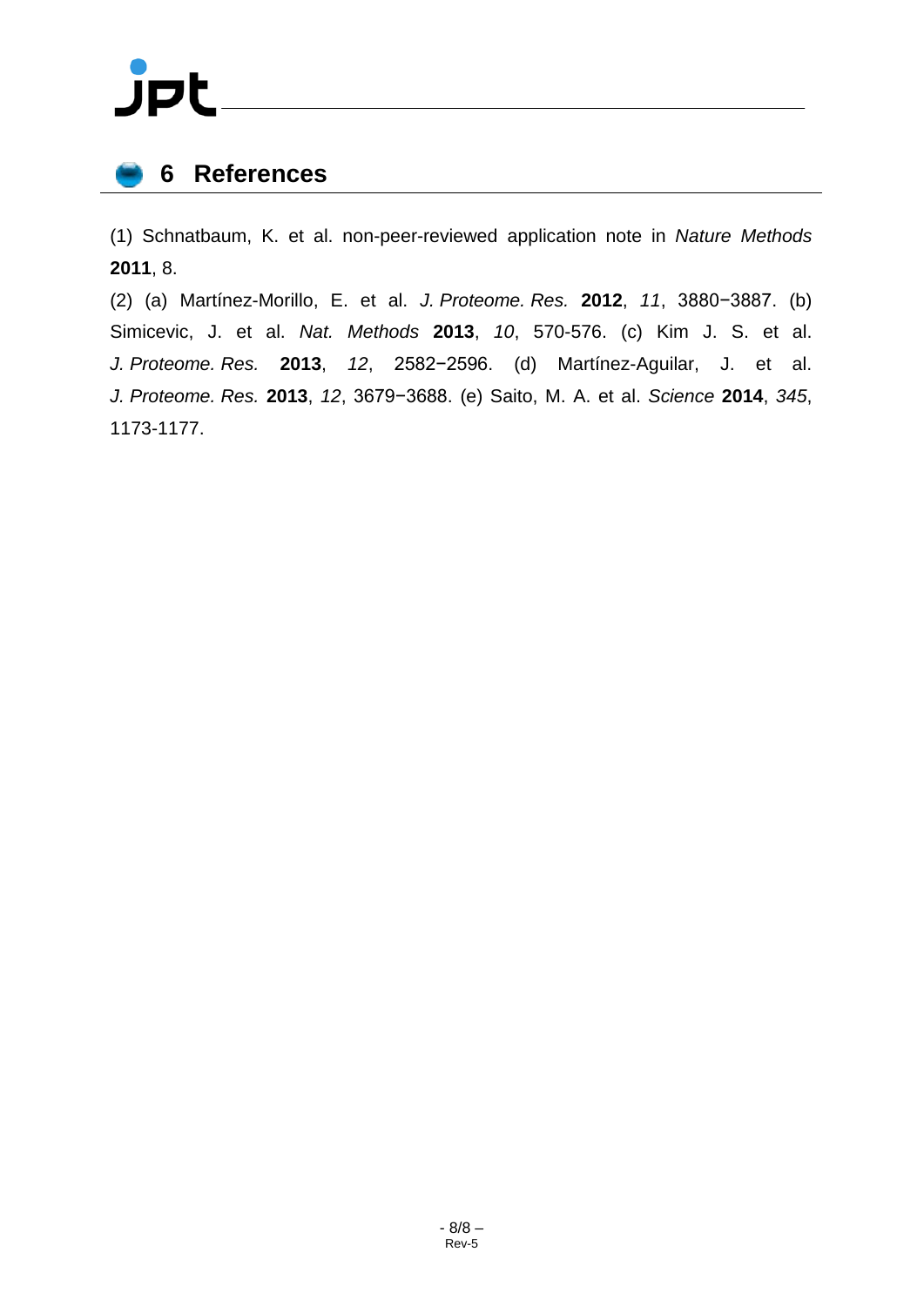# 6 References

(1) Schnatbaum, K. et al. non-peer-reviewed application note in *Nature Methods* **2011**, 8.

(2) (a) Martínez-Morillo, E. et al. *J. Proteome. Res.* **2012**, *11*, 3880−3887. (b) Simicevic, J. et al. *Nat. Methods* **2013**, *10*, 570-576. (c) Kim J. S. et al. *J. Proteome. Res.* **2013**, *12*, 2582−2596. (d) Martínez-Aguilar, J. et al. *J. Proteome. Res.* **2013**, *12*, 3679−3688. (e) Saito, M. A. et al. *Science* **2014**, *345*, 1173-1177.